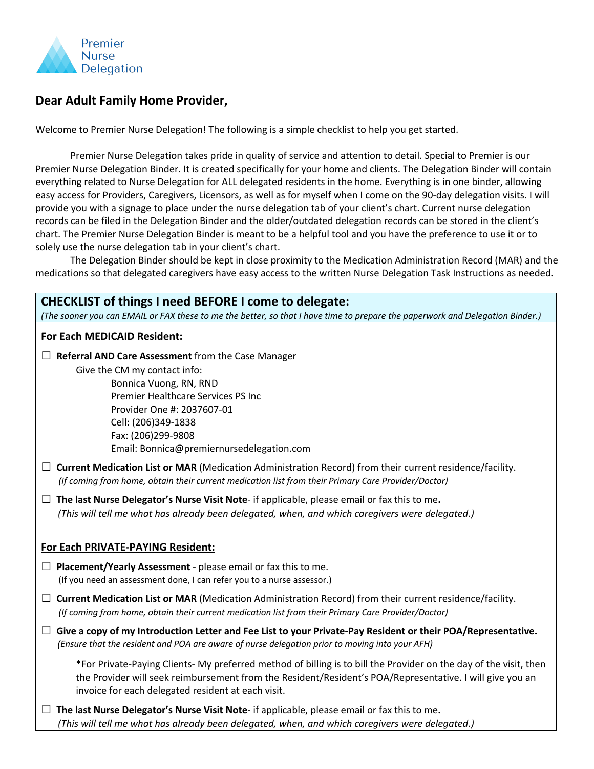Premier Nurse Delegation

## Dear Adult Family Home Provider,

Welcome to Premier Nurse Delegation! The following is a simple checklist to help you get started.

Premier Nurse Delegation takes pride in quality of service and attention to detail. Special to Premier is our Premier Nurse Delegation Binder. It is created specifically for your home and clients. The Delegation Binder will contain everything related to Nurse Delegation for ALL delegated residents in the home. Everything is in one binder, allowing easy access for Providers, Caregivers, Licensors, as well as for myself when I come on the 90-day delegation visits. I will provide you with a signage to place under the nurse delegation tab of your client's chart. Current nurse delegation records can be filed in the Delegation Binder and the older/outdated delegation records can be stored in the client's chart. The Premier Nurse Delegation Binder is meant to be a helpful tool and you have the preference to use it or to solely use the nurse delegation tab in your client's chart.

The Delegation Binder should be kept in close proximity to the Medication Administration Record (MAR) and the medications so that delegated caregivers have easy access to the written Nurse Delegation Task Instructions as needed.

### CHECKLIST of things I need BEFORE I come to delegate:

*(The sooner you can EMAIL or FAX these to me the better, so that I have time to prepare the paperwork and Delegation Binder.)*

**For Each MEDICAID Resident:**

- ☐ **Referral AND Care Assessment** from the Case Manager
  Give the CM my contact info:
  Bonnica Vuong, RN, RND
  Premier Healthcare Services PS Inc
  Provider One #: 2037607-01
  Cell: (206)349-1838
  Fax: (206)299-9808
  Email: Bonnica@premiernursedelegation.com
- ☐ **Current Medication List or MAR** (Medication Administration Record) from their current residence/facility.
  *(If coming from home, obtain their current medication list from their Primary Care Provider/Doctor)*
- ☐ **The last Nurse Delegator's Nurse Visit Note**- if applicable, please email or fax this to me.
  *(This will tell me what has already been delegated, when, and which caregivers were delegated.)*

**For Each PRIVATE-PAYING Resident:**

- ☐ **Placement/Yearly Assessment** - please email or fax this to me.
  (If you need an assessment done, I can refer you to a nurse assessor.)
- ☐ **Current Medication List or MAR** (Medication Administration Record) from their current residence/facility.
  *(If coming from home, obtain their current medication list from their Primary Care Provider/Doctor)*
- ☐ **Give a copy of my Introduction Letter and Fee List to your Private-Pay Resident or their POA/Representative.**
  *(Ensure that the resident and POA are aware of nurse delegation prior to moving into your AFH)*

  *For Private-Paying Clients- My preferred method of billing is to bill the Provider on the day of the visit, then the Provider will seek reimbursement from the Resident/Resident's POA/Representative. I will give you an invoice for each delegated resident at each visit.
- ☐ **The last Nurse Delegator's Nurse Visit Note**- if applicable, please email or fax this to me.
  *(This will tell me what has already been delegated, when, and which caregivers were delegated.)*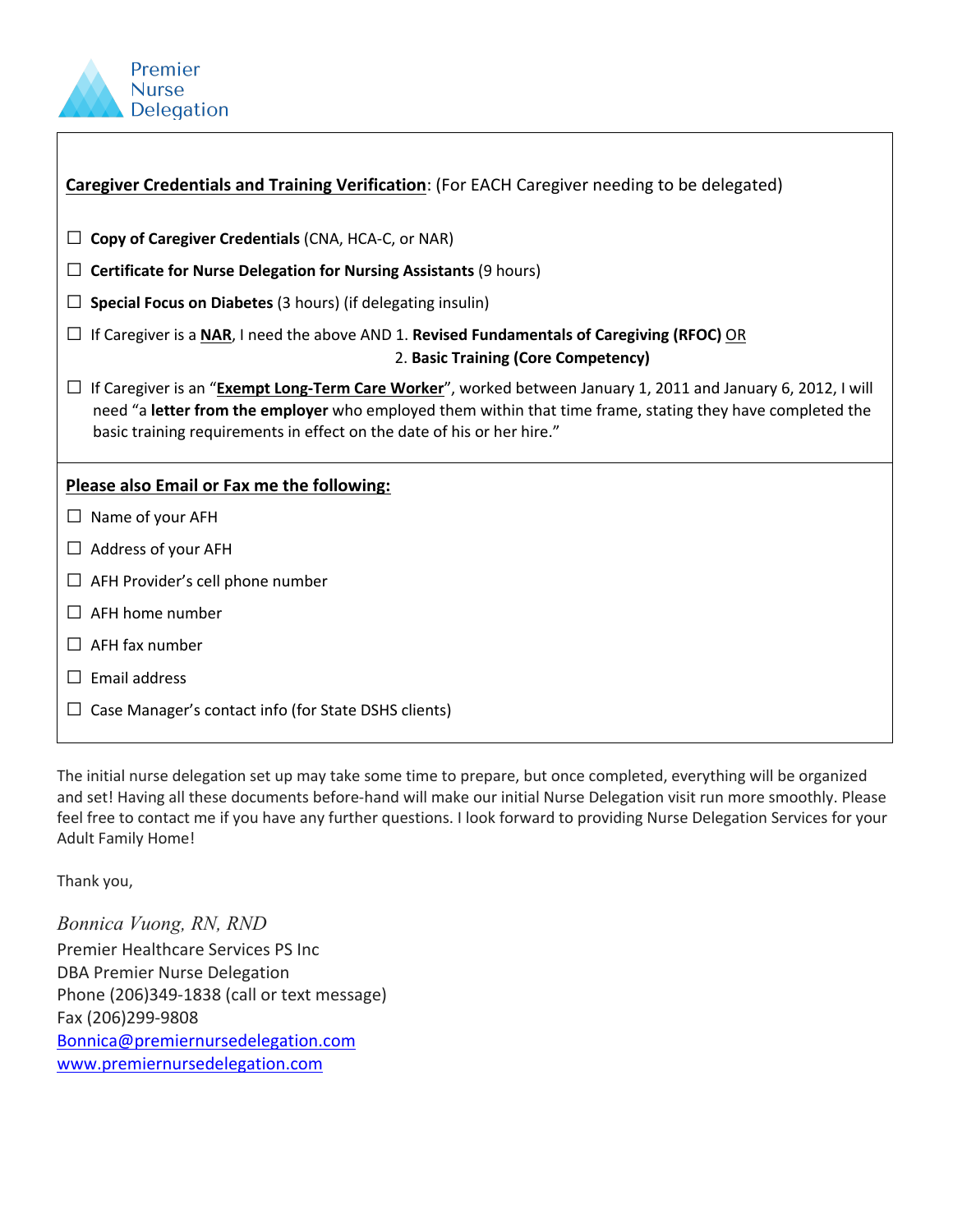Premier Nurse Delegation

**<u>Caregiver Credentials and Training Verification</u>**: (For EACH Caregiver needing to be delegated)

- ☐ **Copy of Caregiver Credentials** (CNA, HCA-C, or NAR)
- ☐ **Certificate for Nurse Delegation for Nursing Assistants** (9 hours)
- ☐ **Special Focus on Diabetes** (3 hours) (if delegating insulin)
- ☐ If Caregiver is a **<u>NAR</u>**, I need the above AND 1. **Revised Fundamentals of Caregiving (RFOC)** <u>OR</u>
  2. **Basic Training (Core Competency)**
- ☐ If Caregiver is an "**<u>Exempt Long-Term Care Worker</u>**", worked between January 1, 2011 and January 6, 2012, I will need "a **letter from the employer** who employed them within that time frame, stating they have completed the basic training requirements in effect on the date of his or her hire."

**<u>Please also Email or Fax me the following:</u>**

- ☐ Name of your AFH
- ☐ Address of your AFH
- ☐ AFH Provider's cell phone number
- ☐ AFH home number
- ☐ AFH fax number
- ☐ Email address
- ☐ Case Manager's contact info (for State DSHS clients)

The initial nurse delegation set up may take some time to prepare, but once completed, everything will be organized and set! Having all these documents before-hand will make our initial Nurse Delegation visit run more smoothly. Please feel free to contact me if you have any further questions. I look forward to providing Nurse Delegation Services for your Adult Family Home!

Thank you,

*Bonnica Vuong, RN, RND*
Premier Healthcare Services PS Inc
DBA Premier Nurse Delegation
Phone (206)349-1838 (call or text message)
Fax (206)299-9808
Bonnica@premiernursedelegation.com
www.premiernursedelegation.com